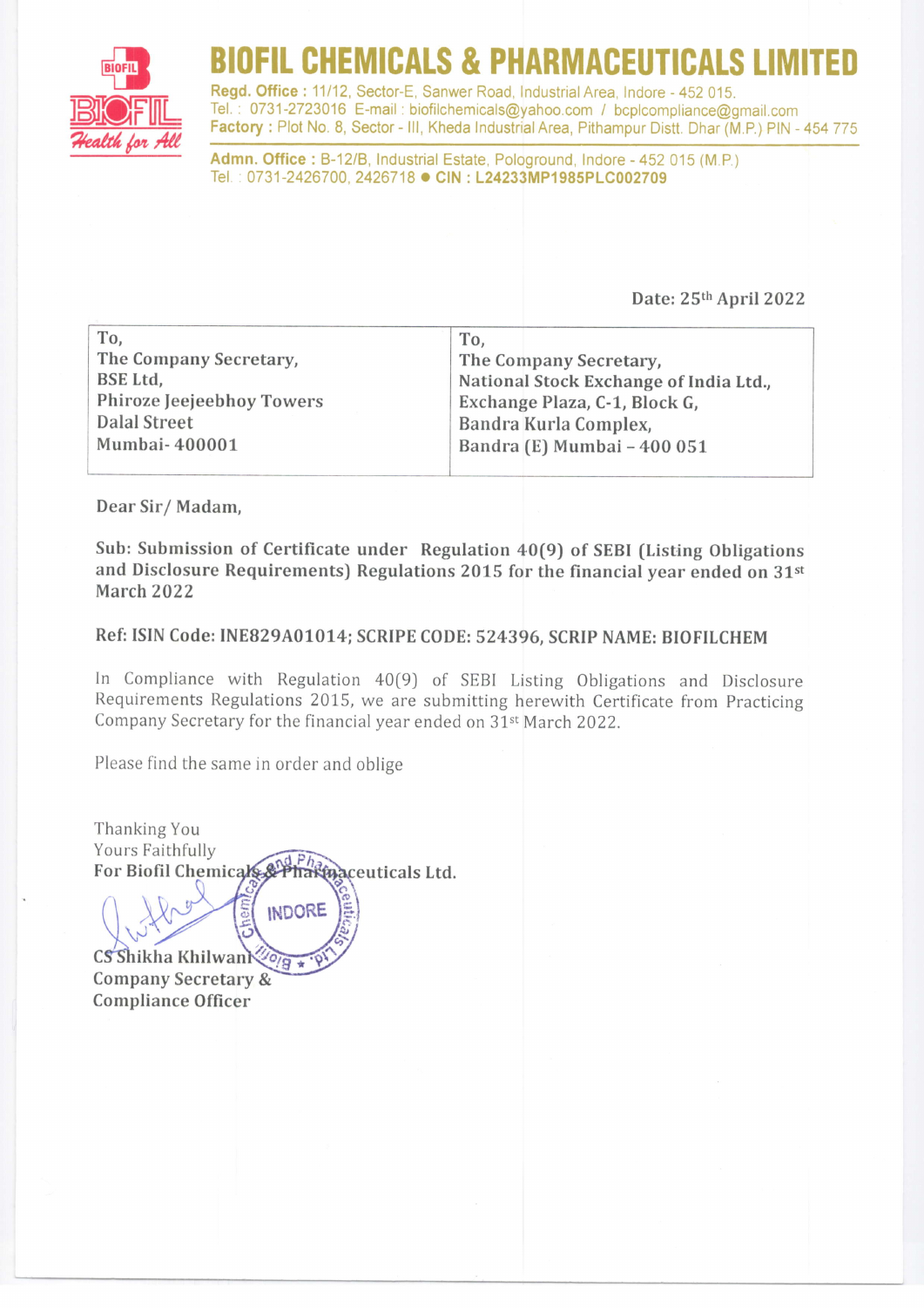# BIOFIL CHEMICALS & PHARMACEUTICALS LIMITED

**Regd. Office :** 11/12, Sector-E, Sanwer Road, Industrial Area, Indore - 452 015.
Tel. : 0731-2723016 E-mail : biofilchemicals@yahoo.com / bcplcompliance@gmail.com
**Factory :** Plot No. 8, Sector - III, Kheda Industrial Area, Pithampur Distt. Dhar (M.P.) PIN - 454 775

**Admn. Office :** B-12/B, Industrial Estate, Pologround, Indore - 452 015 (M.P.)
Tel. : 0731-2426700, 2426718 ● **CIN : L24233MP1985PLC002709**

Date: 25th April 2022

| To,<br>The Company Secretary,<br>BSE Ltd,<br>Phiroze Jeejeebhoy Towers<br>Dalal Street<br>Mumbai- 400001 | To,<br>The Company Secretary,<br>National Stock Exchange of India Ltd.,<br>Exchange Plaza, C-1, Block G,<br>Bandra Kurla Complex,<br>Bandra (E) Mumbai – 400 051 |
|---|---|

Dear Sir/ Madam,

**Sub: Submission of Certificate under Regulation 40(9) of SEBI (Listing Obligations and Disclosure Requirements) Regulations 2015 for the financial year ended on 31st March 2022**

**Ref: ISIN Code: INE829A01014; SCRIPE CODE: 524396, SCRIP NAME: BIOFILCHEM**

In Compliance with Regulation 40(9) of SEBI Listing Obligations and Disclosure Requirements Regulations 2015, we are submitting herewith Certificate from Practicing Company Secretary for the financial year ended on 31st March 2022.

Please find the same in order and oblige

Thanking You
Yours Faithfully
**For Biofil Chemicals & Pharmaceuticals Ltd.**

**CS Shikha Khilwani**
**Company Secretary &**
**Compliance Officer**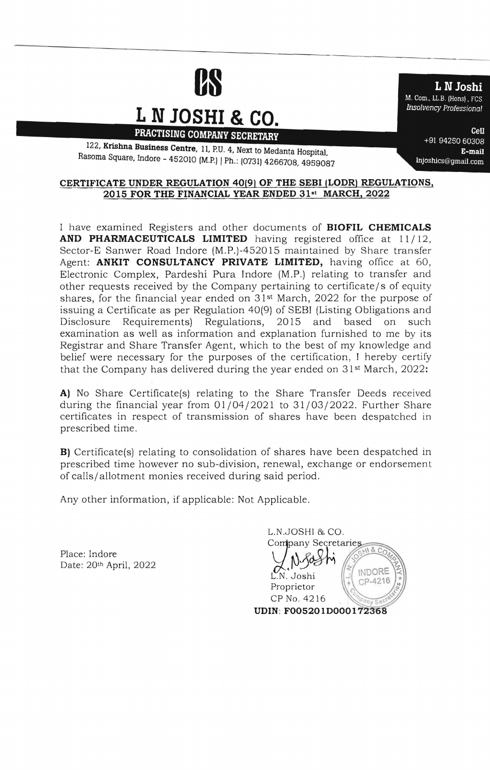**L N JOSHI & CO.**

**PRACTISING COMPANY SECRETARY**

122, **Krishna Business Centre**, 11, P.U. 4, Next to Medanta Hospital, Rasoma Square, Indore - 452010 (M.P.) | Ph.: (0731) 4266708, 4959087

**L N Joshi**
M. Com., LL.B. (Hons), FCS
*Insolvency Professional*

**Cell**
+91 94250 60308
**E-mail**
lnjoshics@gmail.com

## CERTIFICATE UNDER REGULATION 40(9) OF THE SEBI (LODR) REGULATIONS, 2015 FOR THE FINANCIAL YEAR ENDED 31st MARCH, 2022

I have examined Registers and other documents of **BIOFIL CHEMICALS AND PHARMACEUTICALS LIMITED** having registered office at 11/12, Sector-E Sanwer Road Indore (M.P.)-452015 maintained by Share transfer Agent: **ANKIT CONSULTANCY PRIVATE LIMITED,** having office at 60, Electronic Complex, Pardeshi Pura Indore (M.P.) relating to transfer and other requests received by the Company pertaining to certificate/s of equity shares, for the financial year ended on 31st March, 2022 for the purpose of issuing a Certificate as per Regulation 40(9) of SEBI (Listing Obligations and Disclosure Requirements) Regulations, 2015 and based on such examination as well as information and explanation furnished to me by its Registrar and Share Transfer Agent, which to the best of my knowledge and belief were necessary for the purposes of the certification, I hereby certify that the Company has delivered during the year ended on 31st March, 2022:

**A)** No Share Certificate(s) relating to the Share Transfer Deeds received during the financial year from 01/04/2021 to 31/03/2022. Further Share certificates in respect of transmission of shares have been despatched in prescribed time.

**B)** Certificate(s) relating to consolidation of shares have been despatched in prescribed time however no sub-division, renewal, exchange or endorsement of calls/allotment monies received during said period.

Any other information, if applicable: Not Applicable.

Place: Indore
Date: 20th April, 2022

L.N.JOSHI & CO.
Company Secretaries

L.N. Joshi
Proprietor
CP No. 4216

**UDIN: F005201D000172368**